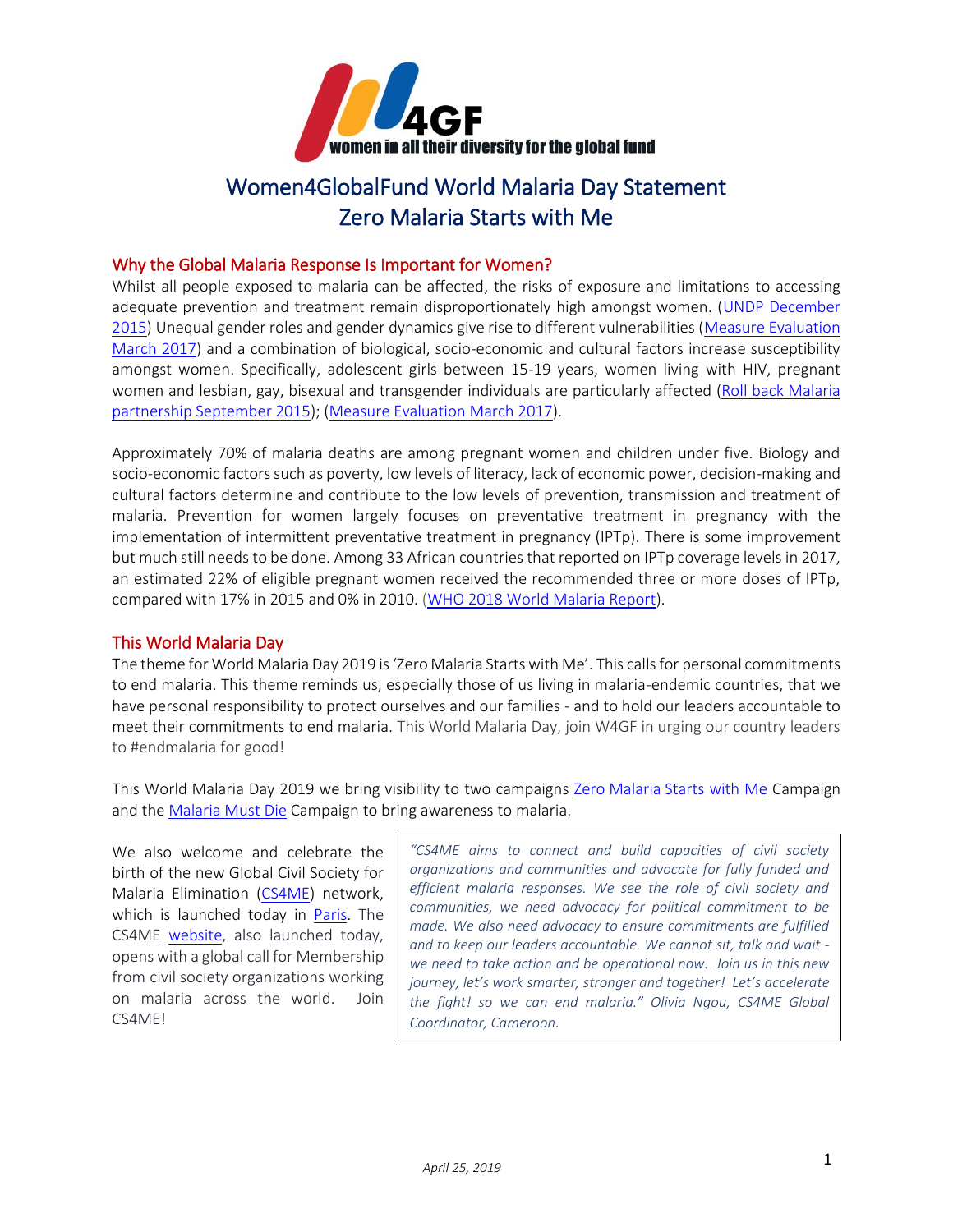# Women4GlobalFund World Malaria Day Statement
# Zero Malaria Starts with Me

## Why the Global Malaria Response Is Important for Women?

Whilst all people exposed to malaria can be affected, the risks of exposure and limitations to accessing adequate prevention and treatment remain disproportionately high amongst women. (UNDP December 2015) Unequal gender roles and gender dynamics give rise to different vulnerabilities (Measure Evaluation March 2017) and a combination of biological, socio-economic and cultural factors increase susceptibility amongst women. Specifically, adolescent girls between 15-19 years, women living with HIV, pregnant women and lesbian, gay, bisexual and transgender individuals are particularly affected (Roll back Malaria partnership September 2015); (Measure Evaluation March 2017).

Approximately 70% of malaria deaths are among pregnant women and children under five. Biology and socio-economic factors such as poverty, low levels of literacy, lack of economic power, decision-making and cultural factors determine and contribute to the low levels of prevention, transmission and treatment of malaria. Prevention for women largely focuses on preventative treatment in pregnancy with the implementation of intermittent preventative treatment in pregnancy (IPTp). There is some improvement but much still needs to be done. Among 33 African countries that reported on IPTp coverage levels in 2017, an estimated 22% of eligible pregnant women received the recommended three or more doses of IPTp, compared with 17% in 2015 and 0% in 2010. (WHO 2018 World Malaria Report).

## This World Malaria Day

The theme for World Malaria Day 2019 is 'Zero Malaria Starts with Me'. This calls for personal commitments to end malaria. This theme reminds us, especially those of us living in malaria-endemic countries, that we have personal responsibility to protect ourselves and our families - and to hold our leaders accountable to meet their commitments to end malaria. This World Malaria Day, join W4GF in urging our country leaders to #endmalaria for good!

This World Malaria Day 2019 we bring visibility to two campaigns Zero Malaria Starts with Me Campaign and the Malaria Must Die Campaign to bring awareness to malaria.

We also welcome and celebrate the birth of the new Global Civil Society for Malaria Elimination (CS4ME) network, which is launched today in Paris. The CS4ME website, also launched today, opens with a global call for Membership from civil society organizations working on malaria across the world. Join CS4ME!

> *"CS4ME aims to connect and build capacities of civil society organizations and communities and advocate for fully funded and efficient malaria responses. We see the role of civil society and communities, we need advocacy for political commitment to be made. We also need advocacy to ensure commitments are fulfilled and to keep our leaders accountable. We cannot sit, talk and wait - we need to take action and be operational now. Join us in this new journey, let's work smarter, stronger and together! Let's accelerate the fight! so we can end malaria." Olivia Ngou, CS4ME Global Coordinator, Cameroon.*

*April 25, 2019*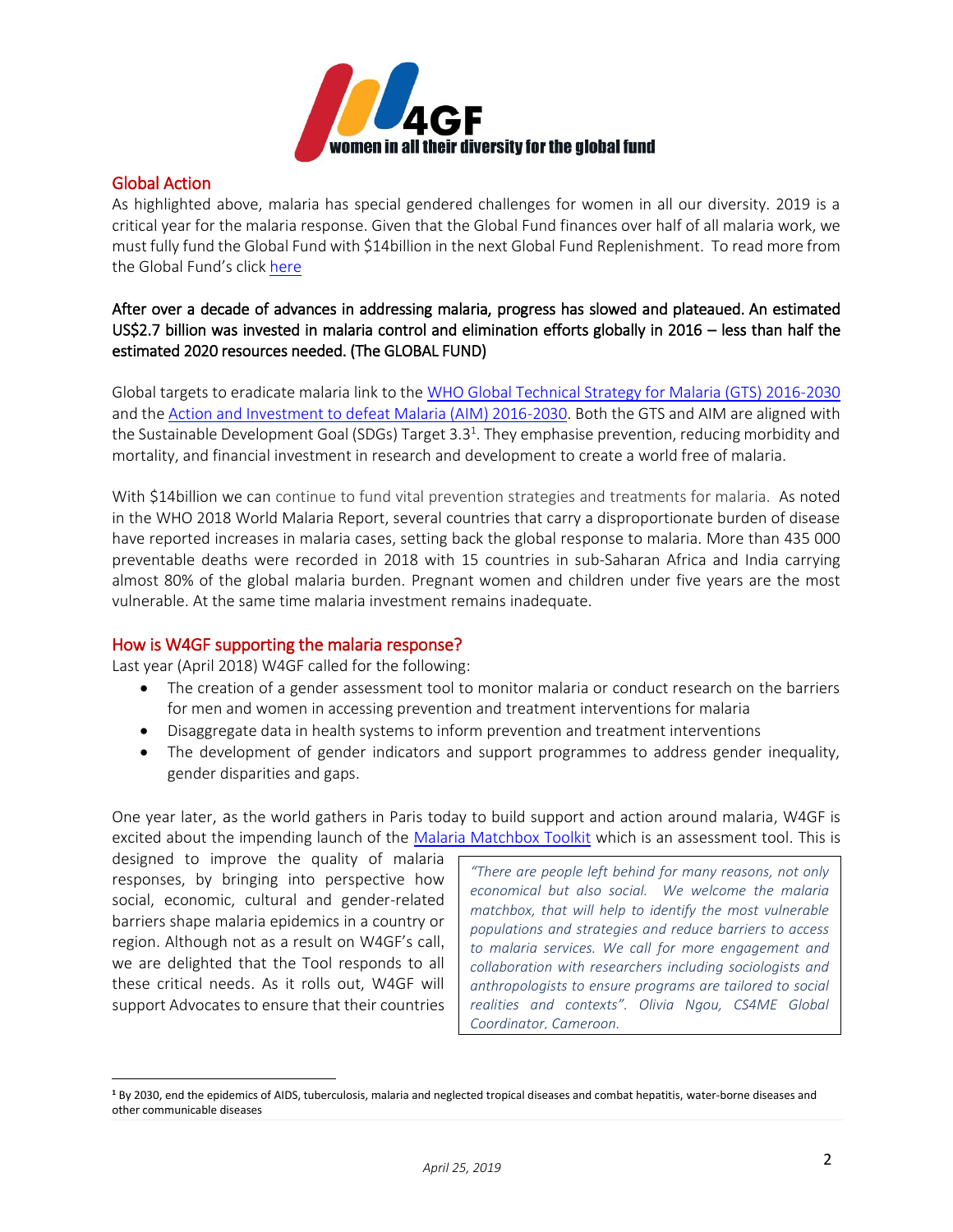## Global Action

As highlighted above, malaria has special gendered challenges for women in all our diversity. 2019 is a critical year for the malaria response. Given that the Global Fund finances over half of all malaria work, we must fully fund the Global Fund with $14billion in the next Global Fund Replenishment. To read more from the Global Fund's click here

**After over a decade of advances in addressing malaria, progress has slowed and plateaued. An estimated US$2.7 billion was invested in malaria control and elimination efforts globally in 2016 – less than half the estimated 2020 resources needed. (The GLOBAL FUND)**

Global targets to eradicate malaria link to the WHO Global Technical Strategy for Malaria (GTS) 2016-2030 and the Action and Investment to defeat Malaria (AIM) 2016-2030. Both the GTS and AIM are aligned with the Sustainable Development Goal (SDGs) Target 3.3[1]. They emphasise prevention, reducing morbidity and mortality, and financial investment in research and development to create a world free of malaria.

With $14billion we can continue to fund vital prevention strategies and treatments for malaria. As noted in the WHO 2018 World Malaria Report, several countries that carry a disproportionate burden of disease have reported increases in malaria cases, setting back the global response to malaria. More than 435 000 preventable deaths were recorded in 2018 with 15 countries in sub-Saharan Africa and India carrying almost 80% of the global malaria burden. Pregnant women and children under five years are the most vulnerable. At the same time malaria investment remains inadequate.

## How is W4GF supporting the malaria response?

Last year (April 2018) W4GF called for the following:

- The creation of a gender assessment tool to monitor malaria or conduct research on the barriers for men and women in accessing prevention and treatment interventions for malaria
- Disaggregate data in health systems to inform prevention and treatment interventions
- The development of gender indicators and support programmes to address gender inequality, gender disparities and gaps.

One year later, as the world gathers in Paris today to build support and action around malaria, W4GF is excited about the impending launch of the Malaria Matchbox Toolkit which is an assessment tool. This is designed to improve the quality of malaria responses, by bringing into perspective how social, economic, cultural and gender-related barriers shape malaria epidemics in a country or region. Although not as a result on W4GF's call, we are delighted that the Tool responds to all these critical needs. As it rolls out, W4GF will support Advocates to ensure that their countries

> *"There are people left behind for many reasons, not only economical but also social. We welcome the malaria matchbox, that will help to identify the most vulnerable populations and strategies and reduce barriers to access to malaria services. We call for more engagement and collaboration with researchers including sociologists and anthropologists to ensure programs are tailored to social realities and contexts". Olivia Ngou, CS4ME Global Coordinator, Cameroon.*

[1] By 2030, end the epidemics of AIDS, tuberculosis, malaria and neglected tropical diseases and combat hepatitis, water-borne diseases and other communicable diseases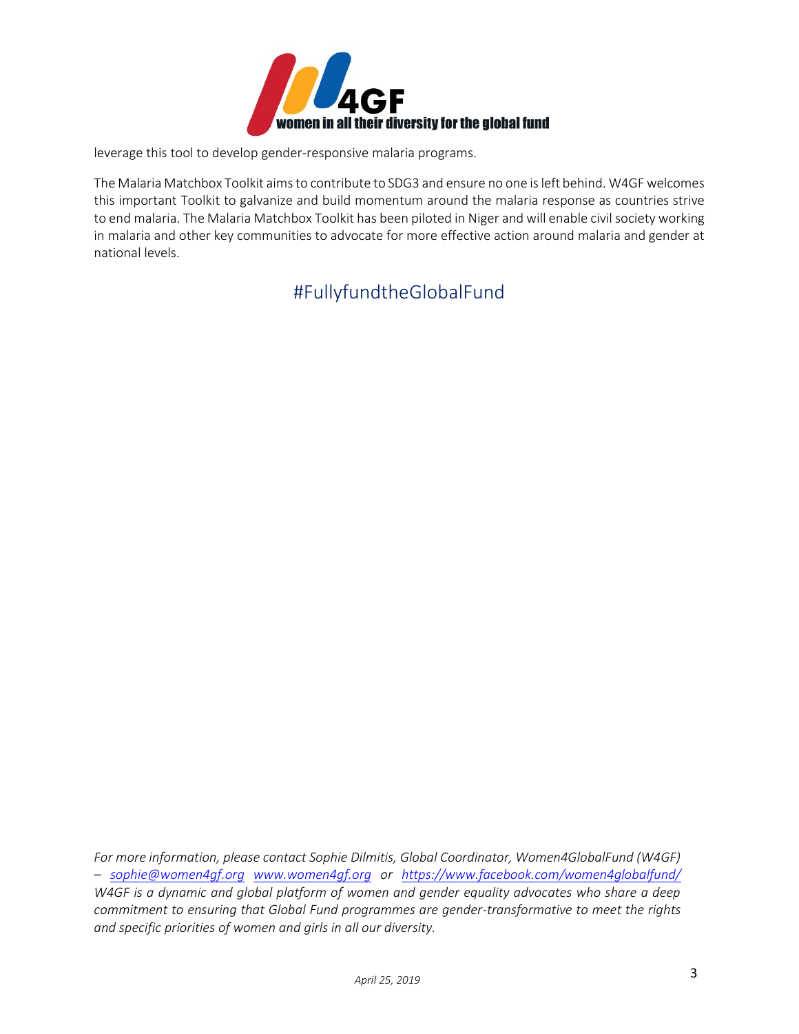leverage this tool to develop gender-responsive malaria programs.

The Malaria Matchbox Toolkit aims to contribute to SDG3 and ensure no one is left behind. W4GF welcomes this important Toolkit to galvanize and build momentum around the malaria response as countries strive to end malaria. The Malaria Matchbox Toolkit has been piloted in Niger and will enable civil society working in malaria and other key communities to advocate for more effective action around malaria and gender at national levels.

#FullyfundtheGlobalFund

*For more information, please contact Sophie Dilmitis, Global Coordinator, Women4GlobalFund (W4GF) – [sophie@women4gf.org](mailto:sophie@women4gf.org) [www.women4gf.org](http://www.women4gf.org) or [https://www.facebook.com/women4globalfund/](https://www.facebook.com/women4globalfund/)*
*W4GF is a dynamic and global platform of women and gender equality advocates who share a deep commitment to ensuring that Global Fund programmes are gender-transformative to meet the rights and specific priorities of women and girls in all our diversity.*

*April 25, 2019*